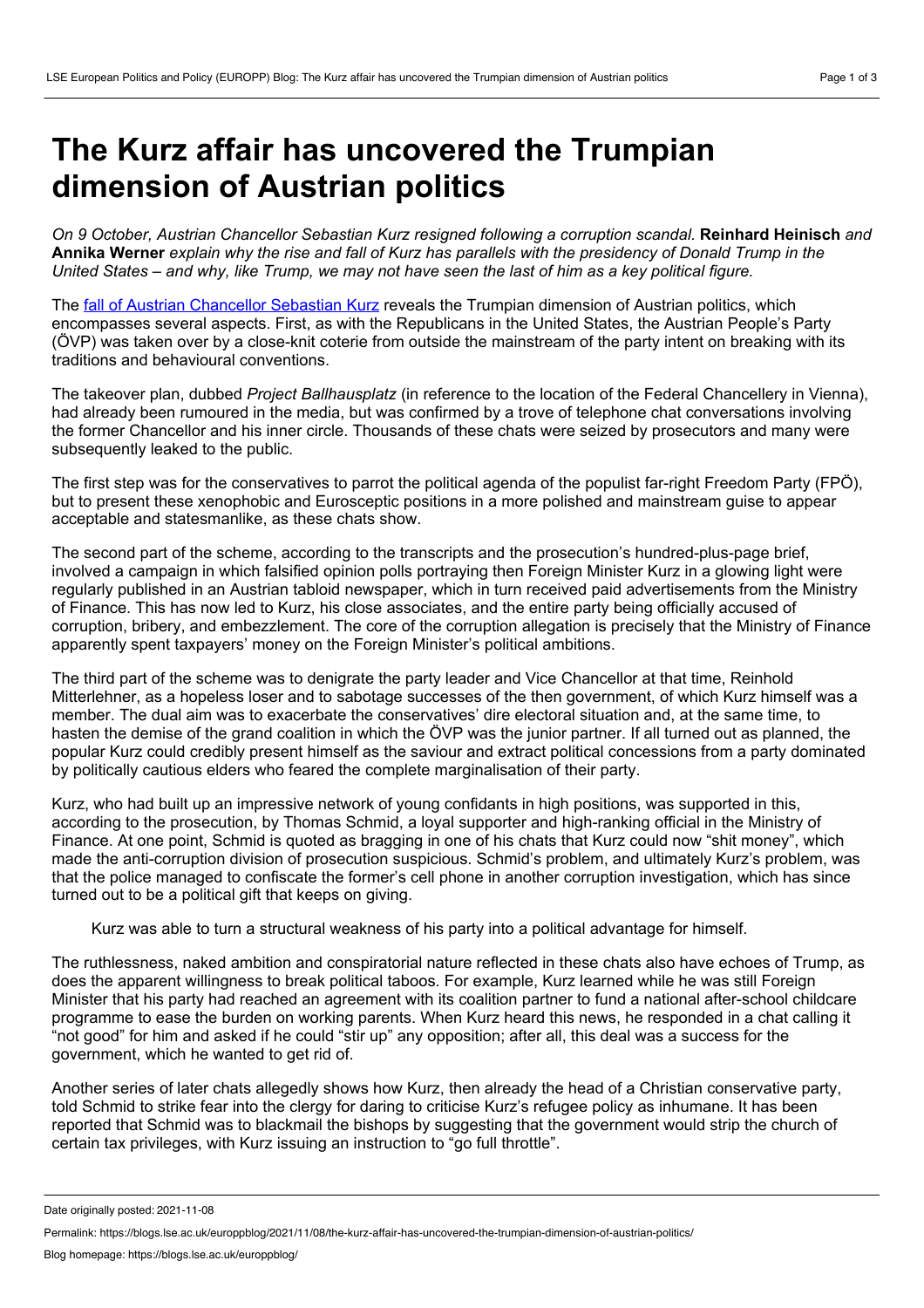# The Kurz affair has uncovered the Trumpian dimension of Austrian politics

*On 9 October, Austrian Chancellor Sebastian Kurz resigned following a corruption scandal.* **Reinhard Heinisch** *and* **Annika Werner** *explain why the rise and fall of Kurz has parallels with the presidency of Donald Trump in the United States – and why, like Trump, we may not have seen the last of him as a key political figure.*

The [fall of Austrian Chancellor Sebastian Kurz](https://blogs.lse.ac.uk/europpblog/2021/10/11/kurz-may-have-resigned-but-he-remains-the-central-figure-in-austrian-politics/) reveals the Trumpian dimension of Austrian politics, which encompasses several aspects. First, as with the Republicans in the United States, the Austrian People's Party (ÖVP) was taken over by a close-knit coterie from outside the mainstream of the party intent on breaking with its traditions and behavioural conventions.

The takeover plan, dubbed *Project Ballhausplatz* (in reference to the location of the Federal Chancellery in Vienna), had already been rumoured in the media, but was confirmed by a trove of telephone chat conversations involving the former Chancellor and his inner circle. Thousands of these chats were seized by prosecutors and many were subsequently leaked to the public.

The first step was for the conservatives to parrot the political agenda of the populist far-right Freedom Party (FPÖ), but to present these xenophobic and Eurosceptic positions in a more polished and mainstream guise to appear acceptable and statesmanlike, as these chats show.

The second part of the scheme, according to the transcripts and the prosecution's hundred-plus-page brief, involved a campaign in which falsified opinion polls portraying then Foreign Minister Kurz in a glowing light were regularly published in an Austrian tabloid newspaper, which in turn received paid advertisements from the Ministry of Finance. This has now led to Kurz, his close associates, and the entire party being officially accused of corruption, bribery, and embezzlement. The core of the corruption allegation is precisely that the Ministry of Finance apparently spent taxpayers' money on the Foreign Minister's political ambitions.

The third part of the scheme was to denigrate the party leader and Vice Chancellor at that time, Reinhold Mitterlehner, as a hopeless loser and to sabotage successes of the then government, of which Kurz himself was a member. The dual aim was to exacerbate the conservatives' dire electoral situation and, at the same time, to hasten the demise of the grand coalition in which the ÖVP was the junior partner. If all turned out as planned, the popular Kurz could credibly present himself as the saviour and extract political concessions from a party dominated by politically cautious elders who feared the complete marginalisation of their party.

Kurz, who had built up an impressive network of young confidants in high positions, was supported in this, according to the prosecution, by Thomas Schmid, a loyal supporter and high-ranking official in the Ministry of Finance. At one point, Schmid is quoted as bragging in one of his chats that Kurz could now "shit money", which made the anti-corruption division of prosecution suspicious. Schmid's problem, and ultimately Kurz's problem, was that the police managed to confiscate the former's cell phone in another corruption investigation, which has since turned out to be a political gift that keeps on giving.

> Kurz was able to turn a structural weakness of his party into a political advantage for himself.

The ruthlessness, naked ambition and conspiratorial nature reflected in these chats also have echoes of Trump, as does the apparent willingness to break political taboos. For example, Kurz learned while he was still Foreign Minister that his party had reached an agreement with its coalition partner to fund a national after-school childcare programme to ease the burden on working parents. When Kurz heard this news, he responded in a chat calling it "not good" for him and asked if he could "stir up" any opposition; after all, this deal was a success for the government, which he wanted to get rid of.

Another series of later chats allegedly shows how Kurz, then already the head of a Christian conservative party, told Schmid to strike fear into the clergy for daring to criticise Kurz's refugee policy as inhumane. It has been reported that Schmid was to blackmail the bishops by suggesting that the government would strip the church of certain tax privileges, with Kurz issuing an instruction to "go full throttle".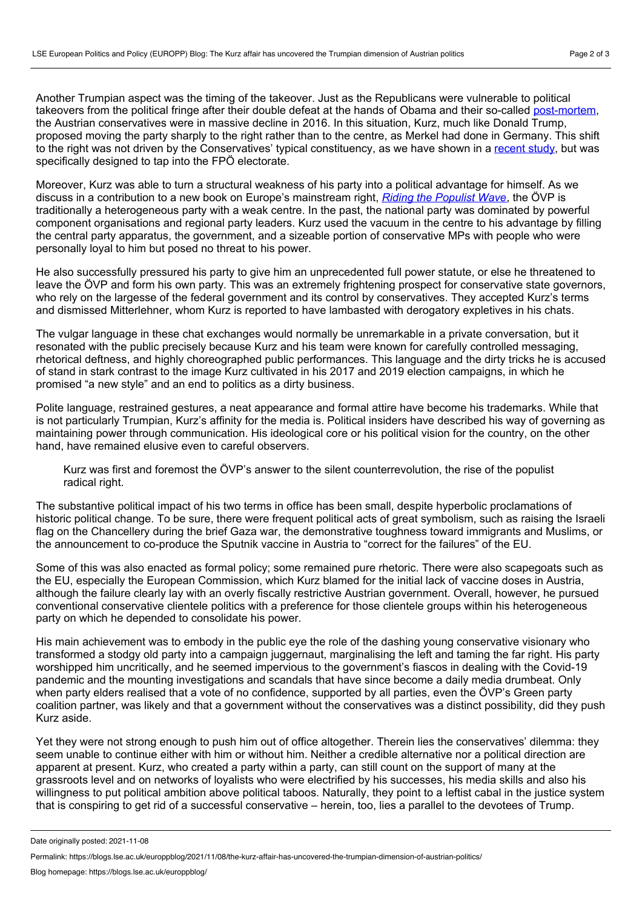Another Trumpian aspect was the timing of the takeover. Just as the Republicans were vulnerable to political takeovers from the political fringe after their double defeat at the hands of Obama and their so-called post-mortem, the Austrian conservatives were in massive decline in 2016. In this situation, Kurz, much like Donald Trump, proposed moving the party sharply to the right rather than to the centre, as Merkel had done in Germany. This shift to the right was not driven by the Conservatives' typical constituency, as we have shown in a recent study, but was specifically designed to tap into the FPÖ electorate.

Moreover, Kurz was able to turn a structural weakness of his party into a political advantage for himself. As we discuss in a contribution to a new book on Europe's mainstream right, *Riding the Populist Wave*, the ÖVP is traditionally a heterogeneous party with a weak centre. In the past, the national party was dominated by powerful component organisations and regional party leaders. Kurz used the vacuum in the centre to his advantage by filling the central party apparatus, the government, and a sizeable portion of conservative MPs with people who were personally loyal to him but posed no threat to his power.

He also successfully pressured his party to give him an unprecedented full power statute, or else he threatened to leave the ÖVP and form his own party. This was an extremely frightening prospect for conservative state governors, who rely on the largesse of the federal government and its control by conservatives. They accepted Kurz's terms and dismissed Mitterlehner, whom Kurz is reported to have lambasted with derogatory expletives in his chats.

The vulgar language in these chat exchanges would normally be unremarkable in a private conversation, but it resonated with the public precisely because Kurz and his team were known for carefully controlled messaging, rhetorical deftness, and highly choreographed public performances. This language and the dirty tricks he is accused of stand in stark contrast to the image Kurz cultivated in his 2017 and 2019 election campaigns, in which he promised "a new style" and an end to politics as a dirty business.

Polite language, restrained gestures, a neat appearance and formal attire have become his trademarks. While that is not particularly Trumpian, Kurz's affinity for the media is. Political insiders have described his way of governing as maintaining power through communication. His ideological core or his political vision for the country, on the other hand, have remained elusive even to careful observers.

> Kurz was first and foremost the ÖVP's answer to the silent counterrevolution, the rise of the populist radical right.

The substantive political impact of his two terms in office has been small, despite hyperbolic proclamations of historic political change. To be sure, there were frequent political acts of great symbolism, such as raising the Israeli flag on the Chancellery during the brief Gaza war, the demonstrative toughness toward immigrants and Muslims, or the announcement to co-produce the Sputnik vaccine in Austria to "correct for the failures" of the EU.

Some of this was also enacted as formal policy; some remained pure rhetoric. There were also scapegoats such as the EU, especially the European Commission, which Kurz blamed for the initial lack of vaccine doses in Austria, although the failure clearly lay with an overly fiscally restrictive Austrian government. Overall, however, he pursued conventional conservative clientele politics with a preference for those clientele groups within his heterogeneous party on which he depended to consolidate his power.

His main achievement was to embody in the public eye the role of the dashing young conservative visionary who transformed a stodgy old party into a campaign juggernaut, marginalising the left and taming the far right. His party worshipped him uncritically, and he seemed impervious to the government's fiascos in dealing with the Covid-19 pandemic and the mounting investigations and scandals that have since become a daily media drumbeat. Only when party elders realised that a vote of no confidence, supported by all parties, even the ÖVP's Green party coalition partner, was likely and that a government without the conservatives was a distinct possibility, did they push Kurz aside.

Yet they were not strong enough to push him out of office altogether. Therein lies the conservatives' dilemma: they seem unable to continue either with him or without him. Neither a credible alternative nor a political direction are apparent at present. Kurz, who created a party within a party, can still count on the support of many at the grassroots level and on networks of loyalists who were electrified by his successes, his media skills and also his willingness to put political ambition above political taboos. Naturally, they point to a leftist cabal in the justice system that is conspiring to get rid of a successful conservative – herein, too, lies a parallel to the devotees of Trump.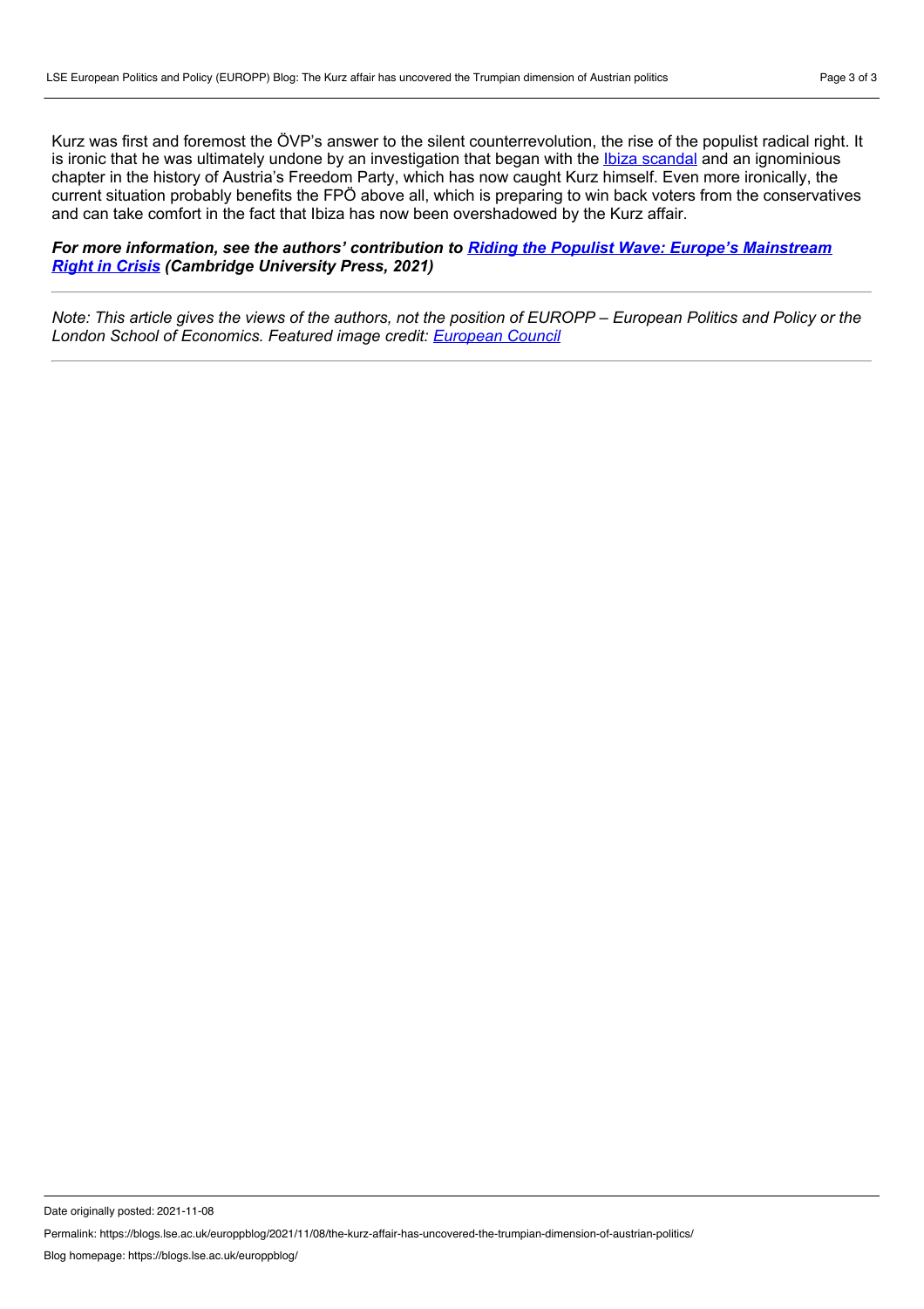Kurz was first and foremost the ÖVP's answer to the silent counterrevolution, the rise of the populist radical right. It is ironic that he was ultimately undone by an investigation that began with the Ibiza scandal and an ignominious chapter in the history of Austria's Freedom Party, which has now caught Kurz himself. Even more ironically, the current situation probably benefits the FPÖ above all, which is preparing to win back voters from the conservatives and can take comfort in the fact that Ibiza has now been overshadowed by the Kurz affair.

***For more information, see the authors' contribution to Riding the Populist Wave: Europe's Mainstream Right in Crisis (Cambridge University Press, 2021)***

---

*Note: This article gives the views of the authors, not the position of EUROPP – European Politics and Policy or the London School of Economics. Featured image credit: European Council*

---

Date originally posted: 2021-11-08

Permalink: https://blogs.lse.ac.uk/europpblog/2021/11/08/the-kurz-affair-has-uncovered-the-trumpian-dimension-of-austrian-politics/

Blog homepage: https://blogs.lse.ac.uk/europpblog/